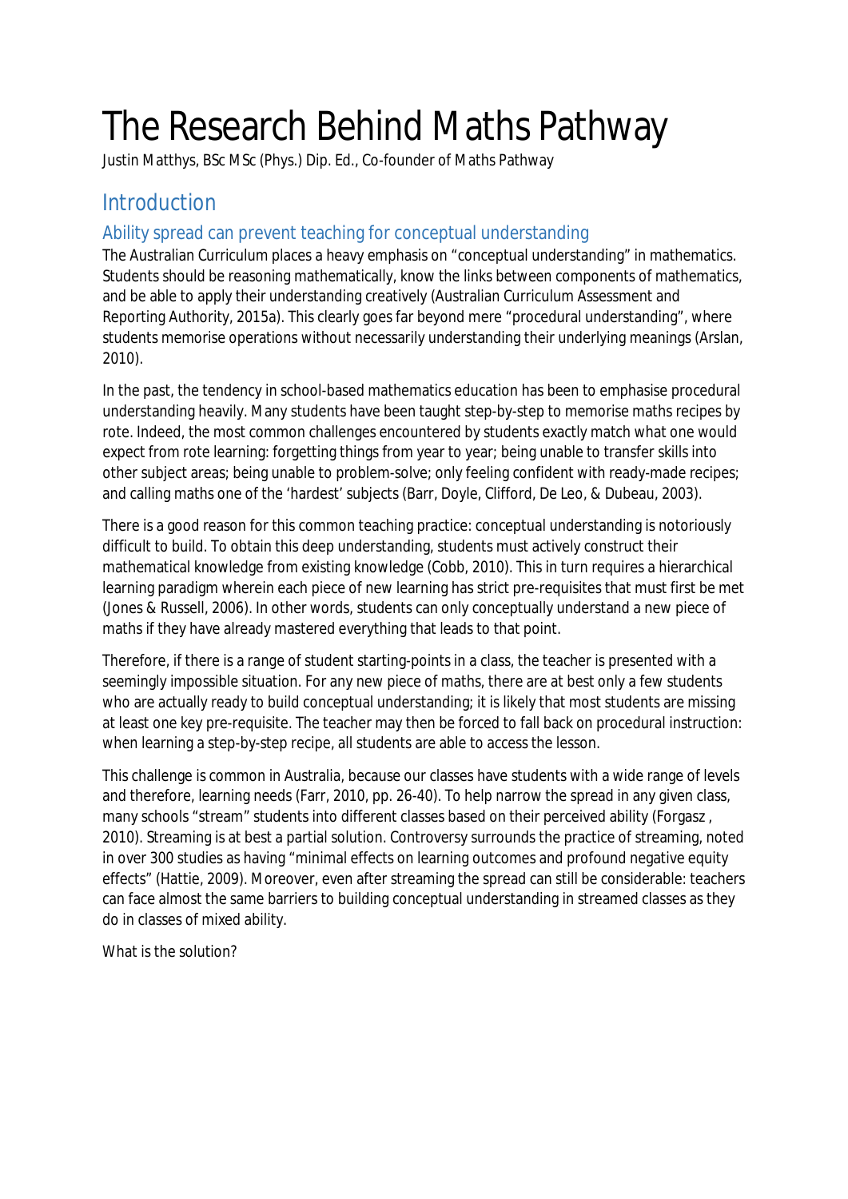# The Research Behind Maths Pathway

Justin Matthys, BSc MSc (Phys.) Dip. Ed., Co-founder of Maths Pathway

## Introduction

### Ability spread can prevent teaching for conceptual understanding

The Australian Curriculum places a heavy emphasis on "conceptual understanding" in mathematics. Students should be reasoning mathematically, know the links between components of mathematics, and be able to apply their understanding creatively (Australian Curriculum Assessment and Reporting Authority, 2015a). This clearly goes far beyond mere "procedural understanding", where students memorise operations without necessarily understanding their underlying meanings (Arslan, 2010).

In the past, the tendency in school-based mathematics education has been to emphasise procedural understanding heavily. Many students have been taught step-by-step to memorise maths recipes by rote. Indeed, the most common challenges encountered by students exactly match what one would expect from rote learning: forgetting things from year to year; being unable to transfer skills into other subject areas; being unable to problem-solve; only feeling confident with ready-made recipes; and calling maths one of the 'hardest' subjects (Barr, Doyle, Clifford, De Leo, & Dubeau, 2003).

There is a good reason for this common teaching practice: conceptual understanding is notoriously difficult to build. To obtain this deep understanding, students must actively construct their mathematical knowledge from existing knowledge (Cobb, 2010). This in turn requires a hierarchical learning paradigm wherein each piece of new learning has strict pre-requisites that must first be met (Jones & Russell, 2006). In other words, students can only conceptually understand a new piece of maths if they have already mastered everything that leads to that point.

Therefore, if there is a range of student starting-points in a class, the teacher is presented with a seemingly impossible situation. For any new piece of maths, there are at best only a few students who are actually ready to build conceptual understanding; it is likely that most students are missing at least one key pre-requisite. The teacher may then be forced to fall back on procedural instruction: when learning a step-by-step recipe, all students are able to access the lesson.

This challenge is common in Australia, because our classes have students with a wide range of levels and therefore, learning needs (Farr, 2010, pp. 26-40). To help narrow the spread in any given class, many schools "stream" students into different classes based on their perceived ability (Forgasz , 2010). Streaming is at best a partial solution. Controversy surrounds the practice of streaming, noted in over 300 studies as having "minimal effects on learning outcomes and profound negative equity effects" (Hattie, 2009). Moreover, even after streaming the spread can still be considerable: teachers can face almost the same barriers to building conceptual understanding in streamed classes as they do in classes of mixed ability.

What is the solution?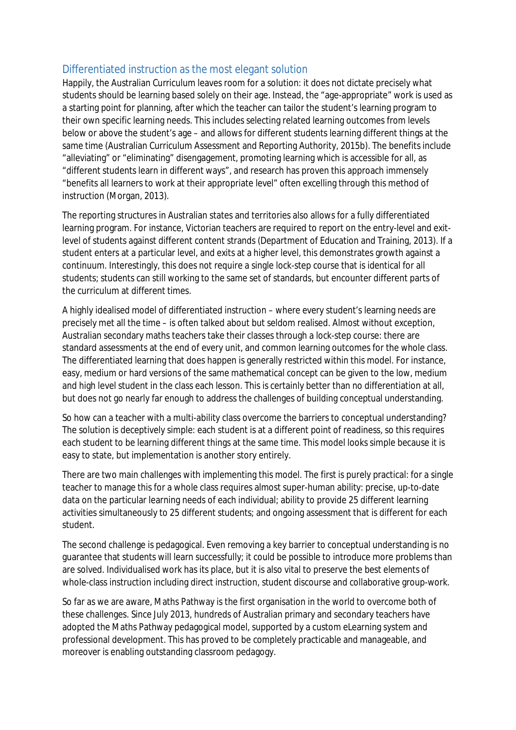## Differentiated instruction as the most elegant solution

Happily, the Australian Curriculum leaves room for a solution: it does not dictate precisely what students should be learning based solely on their age. Instead, the "age-appropriate" work is used as a starting point for planning, after which the teacher can tailor the student's learning program to their own specific learning needs. This includes selecting related learning outcomes from levels below or above the student's age – and allows for different students learning different things at the same time (Australian Curriculum Assessment and Reporting Authority, 2015b). The benefits include "alleviating" or "eliminating" disengagement, promoting learning which is accessible for all, as "different students learn in different ways", and research has proven this approach immensely "benefits all learners to work at their appropriate level" often excelling through this method of instruction (Morgan, 2013).

The reporting structures in Australian states and territories also allows for a fully differentiated learning program. For instance, Victorian teachers are required to report on the entry-level and exit-level of students against different content strands (Department of Education and Training, 2013). If a student enters at a particular level, and exits at a higher level, this demonstrates growth against a continuum. Interestingly, this does not require a single lock-step course that is identical for all students; students can still working to the same set of standards, but encounter different parts of the curriculum at different times.

A highly idealised model of differentiated instruction – where every student's learning needs are precisely met all the time – is often talked about but seldom realised. Almost without exception, Australian secondary maths teachers take their classes through a lock-step course: there are standard assessments at the end of every unit, and common learning outcomes for the whole class. The differentiated learning that does happen is generally restricted within this model. For instance, easy, medium or hard versions of the same mathematical concept can be given to the low, medium and high level student in the class each lesson. This is certainly better than no differentiation at all, but does not go nearly far enough to address the challenges of building conceptual understanding.

So how can a teacher with a multi-ability class overcome the barriers to conceptual understanding? The solution is deceptively simple: each student is at a different point of readiness, so this requires each student to be learning different things at the same time. This model looks simple because it is easy to state, but implementation is another story entirely.

There are two main challenges with implementing this model. The first is purely practical: for a single teacher to manage this for a whole class requires almost super-human ability: precise, up-to-date data on the particular learning needs of each individual; ability to provide 25 different learning activities simultaneously to 25 different students; and ongoing assessment that is different for each student.

The second challenge is pedagogical. Even removing a key barrier to conceptual understanding is no guarantee that students will learn successfully; it could be possible to introduce more problems than are solved. Individualised work has its place, but it is also vital to preserve the best elements of whole-class instruction including direct instruction, student discourse and collaborative group-work.

So far as we are aware, Maths Pathway is the first organisation in the world to overcome both of these challenges. Since July 2013, hundreds of Australian primary and secondary teachers have adopted the Maths Pathway pedagogical model, supported by a custom eLearning system and professional development. This has proved to be completely practicable and manageable, and moreover is enabling outstanding classroom pedagogy.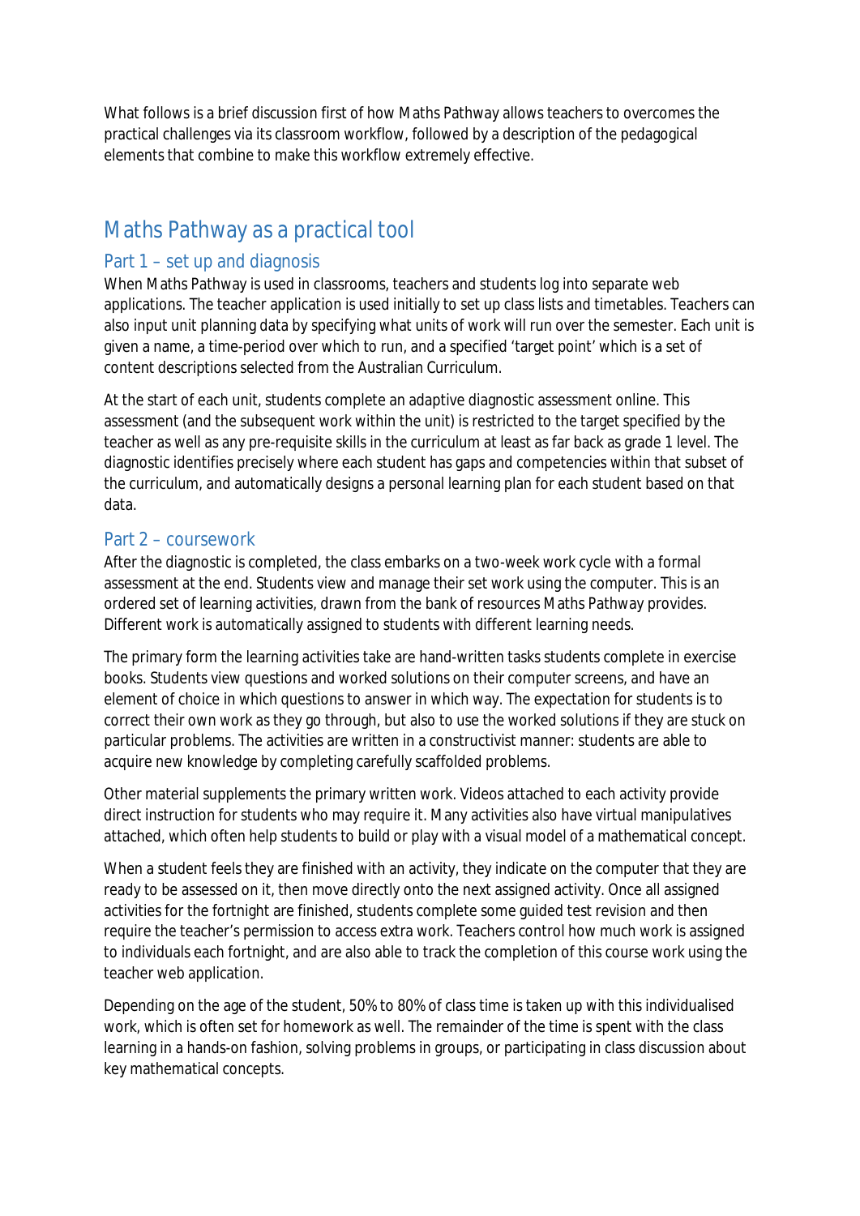What follows is a brief discussion first of how Maths Pathway allows teachers to overcomes the practical challenges via its classroom workflow, followed by a description of the pedagogical elements that combine to make this workflow extremely effective.

## Maths Pathway as a practical tool

### Part 1 – set up and diagnosis

When Maths Pathway is used in classrooms, teachers and students log into separate web applications. The teacher application is used initially to set up class lists and timetables. Teachers can also input unit planning data by specifying what units of work will run over the semester. Each unit is given a name, a time-period over which to run, and a specified 'target point' which is a set of content descriptions selected from the Australian Curriculum.

At the start of each unit, students complete an adaptive diagnostic assessment online. This assessment (and the subsequent work within the unit) is restricted to the target specified by the teacher as well as any pre-requisite skills in the curriculum at least as far back as grade 1 level. The diagnostic identifies precisely where each student has gaps and competencies within that subset of the curriculum, and automatically designs a personal learning plan for each student based on that data.

### Part 2 – coursework

After the diagnostic is completed, the class embarks on a two-week work cycle with a formal assessment at the end. Students view and manage their set work using the computer. This is an ordered set of learning activities, drawn from the bank of resources Maths Pathway provides. Different work is automatically assigned to students with different learning needs.

The primary form the learning activities take are hand-written tasks students complete in exercise books. Students view questions and worked solutions on their computer screens, and have an element of choice in which questions to answer in which way. The expectation for students is to correct their own work as they go through, but also to use the worked solutions if they are stuck on particular problems. The activities are written in a constructivist manner: students are able to acquire new knowledge by completing carefully scaffolded problems.

Other material supplements the primary written work. Videos attached to each activity provide direct instruction for students who may require it. Many activities also have virtual manipulatives attached, which often help students to build or play with a visual model of a mathematical concept.

When a student feels they are finished with an activity, they indicate on the computer that they are ready to be assessed on it, then move directly onto the next assigned activity. Once all assigned activities for the fortnight are finished, students complete some guided test revision and then require the teacher's permission to access extra work. Teachers control how much work is assigned to individuals each fortnight, and are also able to track the completion of this course work using the teacher web application.

Depending on the age of the student, 50% to 80% of class time is taken up with this individualised work, which is often set for homework as well. The remainder of the time is spent with the class learning in a hands-on fashion, solving problems in groups, or participating in class discussion about key mathematical concepts.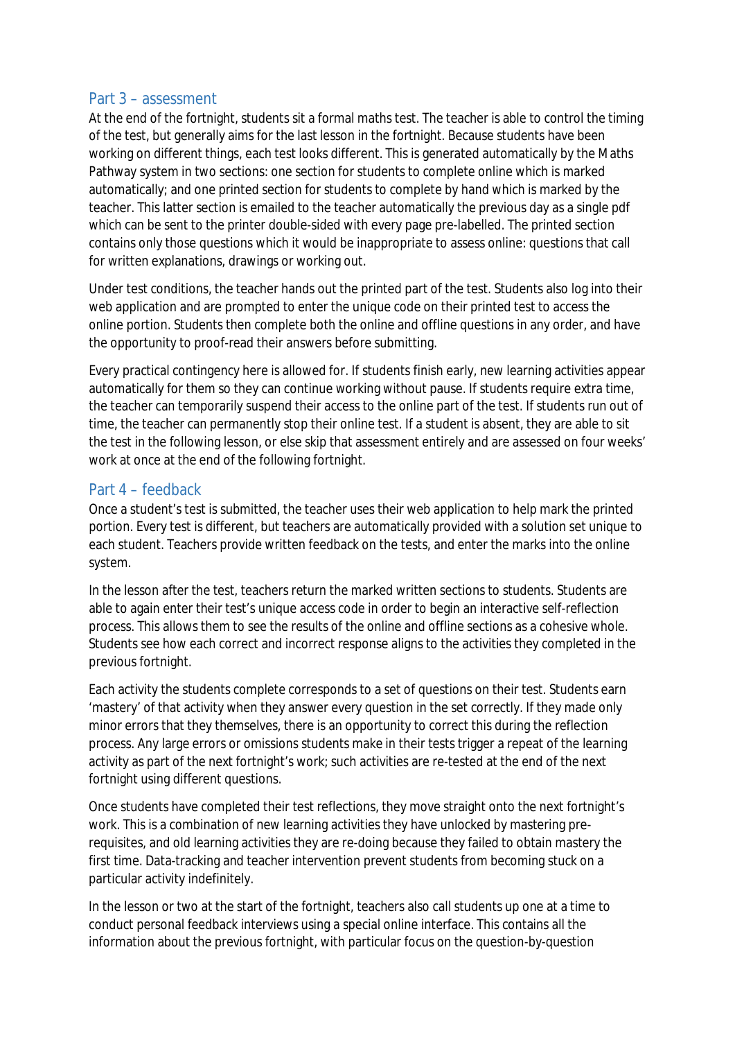## Part 3 – assessment

At the end of the fortnight, students sit a formal maths test. The teacher is able to control the timing of the test, but generally aims for the last lesson in the fortnight. Because students have been working on different things, each test looks different. This is generated automatically by the Maths Pathway system in two sections: one section for students to complete online which is marked automatically; and one printed section for students to complete by hand which is marked by the teacher. This latter section is emailed to the teacher automatically the previous day as a single pdf which can be sent to the printer double-sided with every page pre-labelled. The printed section contains only those questions which it would be inappropriate to assess online: questions that call for written explanations, drawings or working out.

Under test conditions, the teacher hands out the printed part of the test. Students also log into their web application and are prompted to enter the unique code on their printed test to access the online portion. Students then complete both the online and offline questions in any order, and have the opportunity to proof-read their answers before submitting.

Every practical contingency here is allowed for. If students finish early, new learning activities appear automatically for them so they can continue working without pause. If students require extra time, the teacher can temporarily suspend their access to the online part of the test. If students run out of time, the teacher can permanently stop their online test. If a student is absent, they are able to sit the test in the following lesson, or else skip that assessment entirely and are assessed on four weeks' work at once at the end of the following fortnight.

## Part 4 – feedback

Once a student's test is submitted, the teacher uses their web application to help mark the printed portion. Every test is different, but teachers are automatically provided with a solution set unique to each student. Teachers provide written feedback on the tests, and enter the marks into the online system.

In the lesson after the test, teachers return the marked written sections to students. Students are able to again enter their test's unique access code in order to begin an interactive self-reflection process. This allows them to see the results of the online and offline sections as a cohesive whole. Students see how each correct and incorrect response aligns to the activities they completed in the previous fortnight.

Each activity the students complete corresponds to a set of questions on their test. Students earn 'mastery' of that activity when they answer every question in the set correctly. If they made only minor errors that they themselves, there is an opportunity to correct this during the reflection process. Any large errors or omissions students make in their tests trigger a repeat of the learning activity as part of the next fortnight's work; such activities are re-tested at the end of the next fortnight using different questions.

Once students have completed their test reflections, they move straight onto the next fortnight's work. This is a combination of new learning activities they have unlocked by mastering pre-requisites, and old learning activities they are re-doing because they failed to obtain mastery the first time. Data-tracking and teacher intervention prevent students from becoming stuck on a particular activity indefinitely.

In the lesson or two at the start of the fortnight, teachers also call students up one at a time to conduct personal feedback interviews using a special online interface. This contains all the information about the previous fortnight, with particular focus on the question-by-question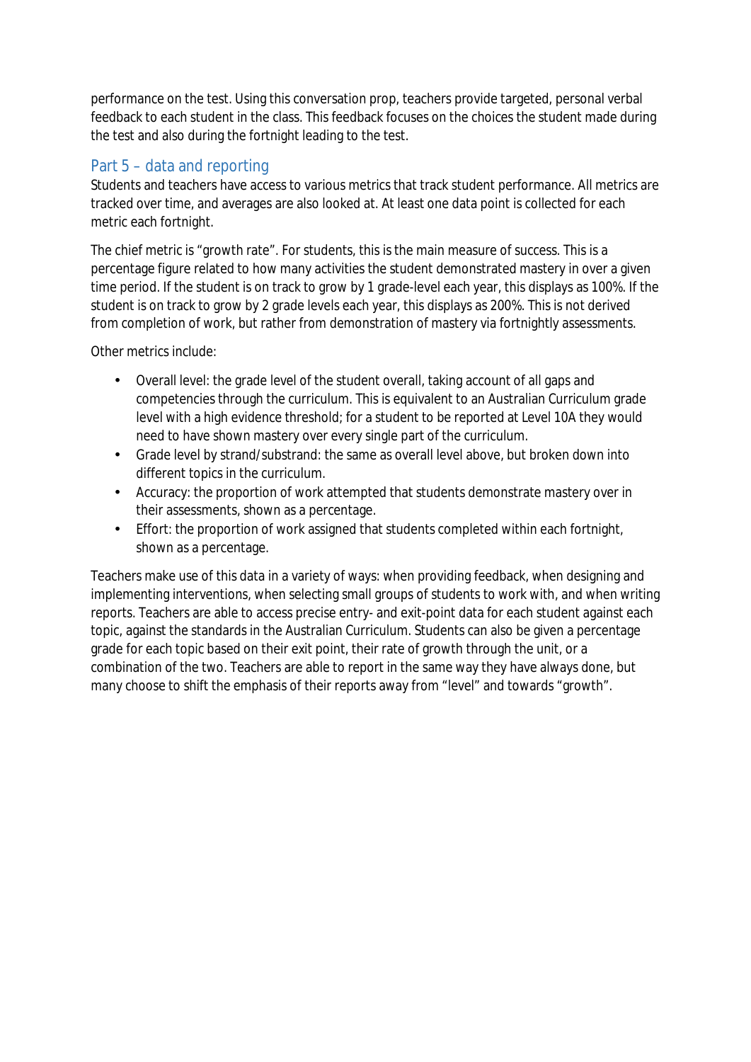performance on the test. Using this conversation prop, teachers provide targeted, personal verbal feedback to each student in the class. This feedback focuses on the choices the student made during the test and also during the fortnight leading to the test.

## Part 5 – data and reporting

Students and teachers have access to various metrics that track student performance. All metrics are tracked over time, and averages are also looked at. At least one data point is collected for each metric each fortnight.

The chief metric is "growth rate". For students, this is the main measure of success. This is a percentage figure related to how many activities the student demonstrated mastery in over a given time period. If the student is on track to grow by 1 grade-level each year, this displays as 100%. If the student is on track to grow by 2 grade levels each year, this displays as 200%. This is not derived from completion of work, but rather from demonstration of mastery via fortnightly assessments.

Other metrics include:

- Overall level: the grade level of the student overall, taking account of all gaps and competencies through the curriculum. This is equivalent to an Australian Curriculum grade level with a high evidence threshold; for a student to be reported at Level 10A they would need to have shown mastery over every single part of the curriculum.
- Grade level by strand/substrand: the same as overall level above, but broken down into different topics in the curriculum.
- Accuracy: the proportion of work attempted that students demonstrate mastery over in their assessments, shown as a percentage.
- Effort: the proportion of work assigned that students completed within each fortnight, shown as a percentage.

Teachers make use of this data in a variety of ways: when providing feedback, when designing and implementing interventions, when selecting small groups of students to work with, and when writing reports. Teachers are able to access precise entry- and exit-point data for each student against each topic, against the standards in the Australian Curriculum. Students can also be given a percentage grade for each topic based on their exit point, their rate of growth through the unit, or a combination of the two. Teachers are able to report in the same way they have always done, but many choose to shift the emphasis of their reports away from "level" and towards "growth".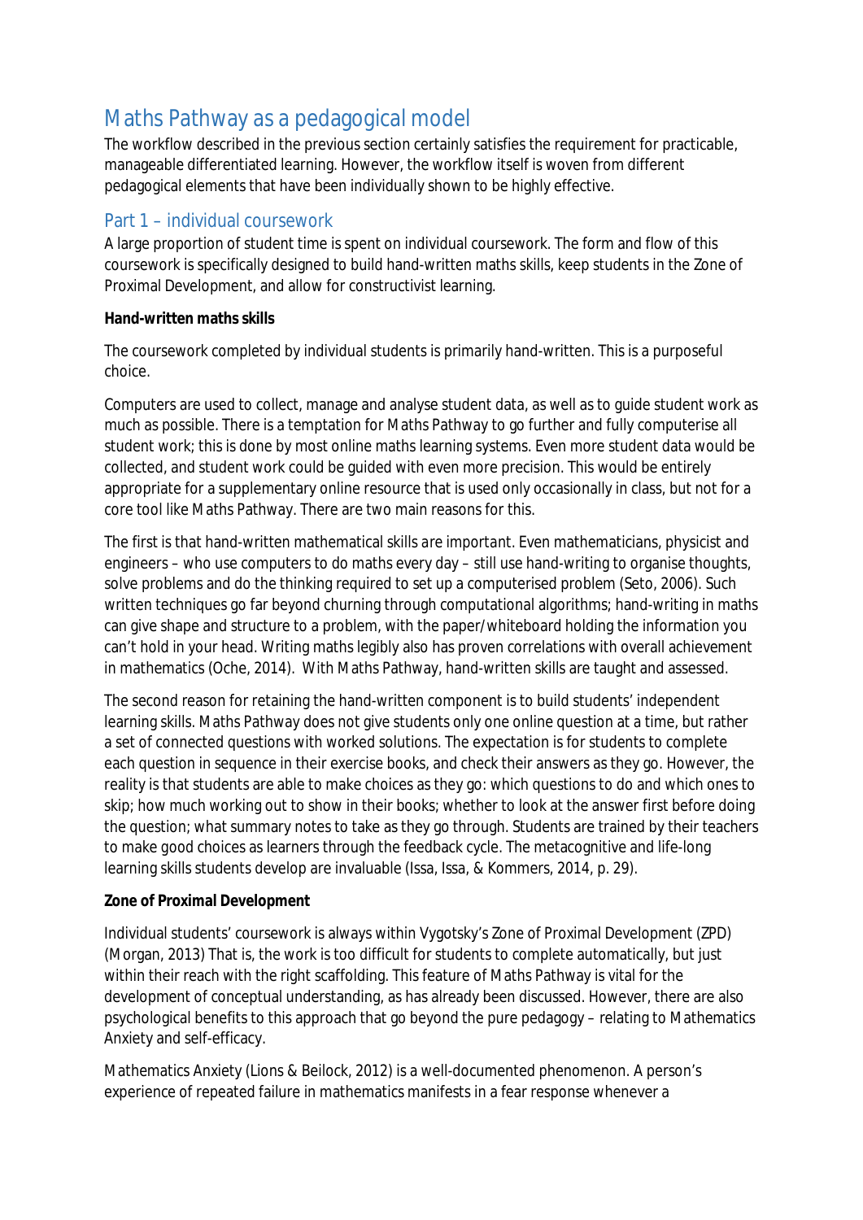## Maths Pathway as a pedagogical model

The workflow described in the previous section certainly satisfies the requirement for practicable, manageable differentiated learning. However, the workflow itself is woven from different pedagogical elements that have been individually shown to be highly effective.

### Part 1 – individual coursework

A large proportion of student time is spent on individual coursework. The form and flow of this coursework is specifically designed to build hand-written maths skills, keep students in the Zone of Proximal Development, and allow for constructivist learning.

**Hand-written maths skills**

The coursework completed by individual students is primarily hand-written. This is a purposeful choice.

Computers are used to collect, manage and analyse student data, as well as to guide student work as much as possible. There is a temptation for Maths Pathway to go further and fully computerise all student work; this is done by most online maths learning systems. Even more student data would be collected, and student work could be guided with even more precision. This would be entirely appropriate for a supplementary online resource that is used only occasionally in class, but not for a core tool like Maths Pathway. There are two main reasons for this.

The first is that hand-written mathematical skills *are important*. Even mathematicians, physicist and engineers – who use computers to do maths every day – still use hand-writing to organise thoughts, solve problems and do the thinking required to set up a computerised problem (Seto, 2006). Such written techniques go far beyond churning through computational algorithms; hand-writing in maths can give shape and structure to a problem, with the paper/whiteboard holding the information you can't hold in your head. Writing maths legibly also has proven correlations with overall achievement in mathematics (Oche, 2014). With Maths Pathway, hand-written skills are taught and assessed.

The second reason for retaining the hand-written component is to build students' independent learning skills. Maths Pathway does not give students only one online question at a time, but rather a set of connected questions with worked solutions. The expectation is for students to complete each question in sequence in their exercise books, and check their answers as they go. However, the reality is that students are able to make choices as they go: which questions to do and which ones to skip; how much working out to show in their books; whether to look at the answer first before doing the question; what summary notes to take as they go through. Students are trained by their teachers to make good choices as learners through the feedback cycle. The metacognitive and life-long learning skills students develop are invaluable (Issa, Issa, & Kommers, 2014, p. 29).

**Zone of Proximal Development**

Individual students' coursework is always within Vygotsky's Zone of Proximal Development (ZPD) (Morgan, 2013) That is, the work is too difficult for students to complete automatically, but just within their reach with the right scaffolding. This feature of Maths Pathway is vital for the development of conceptual understanding, as has already been discussed. However, there are also psychological benefits to this approach that go beyond the pure pedagogy – relating to Mathematics Anxiety and self-efficacy.

Mathematics Anxiety (Lions & Beilock, 2012) is a well-documented phenomenon. A person's experience of repeated failure in mathematics manifests in a fear response whenever a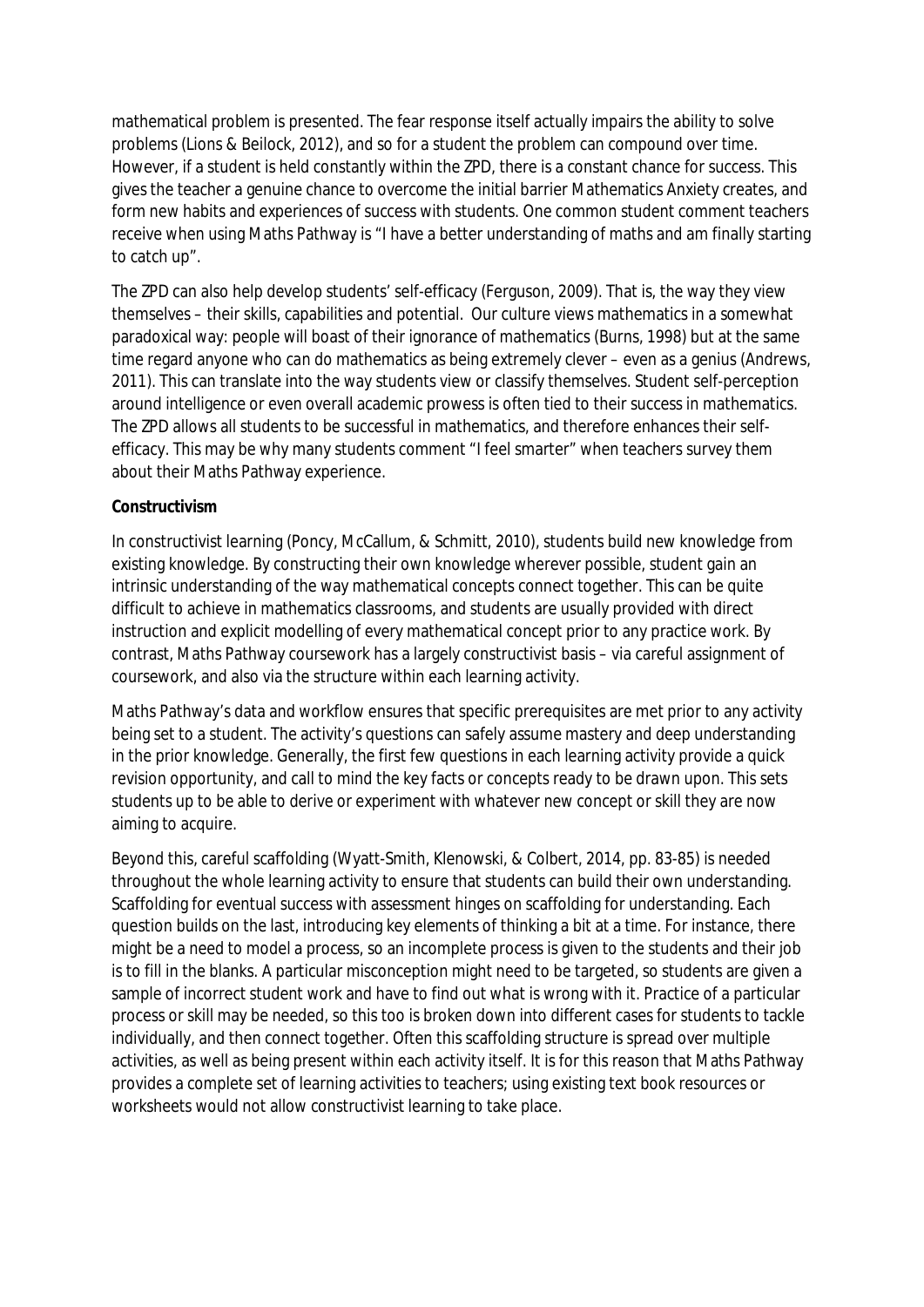mathematical problem is presented. The fear response itself actually impairs the ability to solve problems (Lions & Beilock, 2012), and so for a student the problem can compound over time. However, if a student is held constantly within the ZPD, there is a constant chance for success. This gives the teacher a genuine chance to overcome the initial barrier Mathematics Anxiety creates, and form new habits and experiences of success with students. One common student comment teachers receive when using Maths Pathway is "I have a better understanding of maths and am finally starting to catch up".

The ZPD can also help develop students' self-efficacy (Ferguson, 2009). That is, the way they view themselves – their skills, capabilities and potential. Our culture views mathematics in a somewhat paradoxical way: people will boast of their ignorance of mathematics (Burns, 1998) but at the same time regard anyone who can do mathematics as being extremely clever – even as a genius (Andrews, 2011). This can translate into the way students view or classify themselves. Student self-perception around intelligence or even overall academic prowess is often tied to their success in mathematics. The ZPD allows all students to be successful in mathematics, and therefore enhances their self-efficacy. This may be why many students comment "I feel smarter" when teachers survey them about their Maths Pathway experience.

**Constructivism**

In constructivist learning (Poncy, McCallum, & Schmitt, 2010), students build new knowledge from existing knowledge. By constructing their own knowledge wherever possible, student gain an intrinsic understanding of the way mathematical concepts connect together. This can be quite difficult to achieve in mathematics classrooms, and students are usually provided with direct instruction and explicit modelling of every mathematical concept prior to any practice work. By contrast, Maths Pathway coursework has a largely constructivist basis – via careful assignment of coursework, and also via the structure within each learning activity.

Maths Pathway's data and workflow ensures that specific prerequisites are met prior to any activity being set to a student. The activity's questions can safely assume mastery and deep understanding in the prior knowledge. Generally, the first few questions in each learning activity provide a quick revision opportunity, and call to mind the key facts or concepts ready to be drawn upon. This sets students up to be able to derive or experiment with whatever new concept or skill they are now aiming to acquire.

Beyond this, careful scaffolding (Wyatt-Smith, Klenowski, & Colbert, 2014, pp. 83-85) is needed throughout the whole learning activity to ensure that students can build their own understanding. Scaffolding for eventual success with assessment hinges on scaffolding for understanding. Each question builds on the last, introducing key elements of thinking a bit at a time. For instance, there might be a need to model a process, so an incomplete process is given to the students and their job is to fill in the blanks. A particular misconception might need to be targeted, so students are given a sample of incorrect student work and have to find out what is wrong with it. Practice of a particular process or skill may be needed, so this too is broken down into different cases for students to tackle individually, and then connect together. Often this scaffolding structure is spread over multiple activities, as well as being present within each activity itself. It is for this reason that Maths Pathway provides a complete set of learning activities to teachers; using existing text book resources or worksheets would not allow constructivist learning to take place.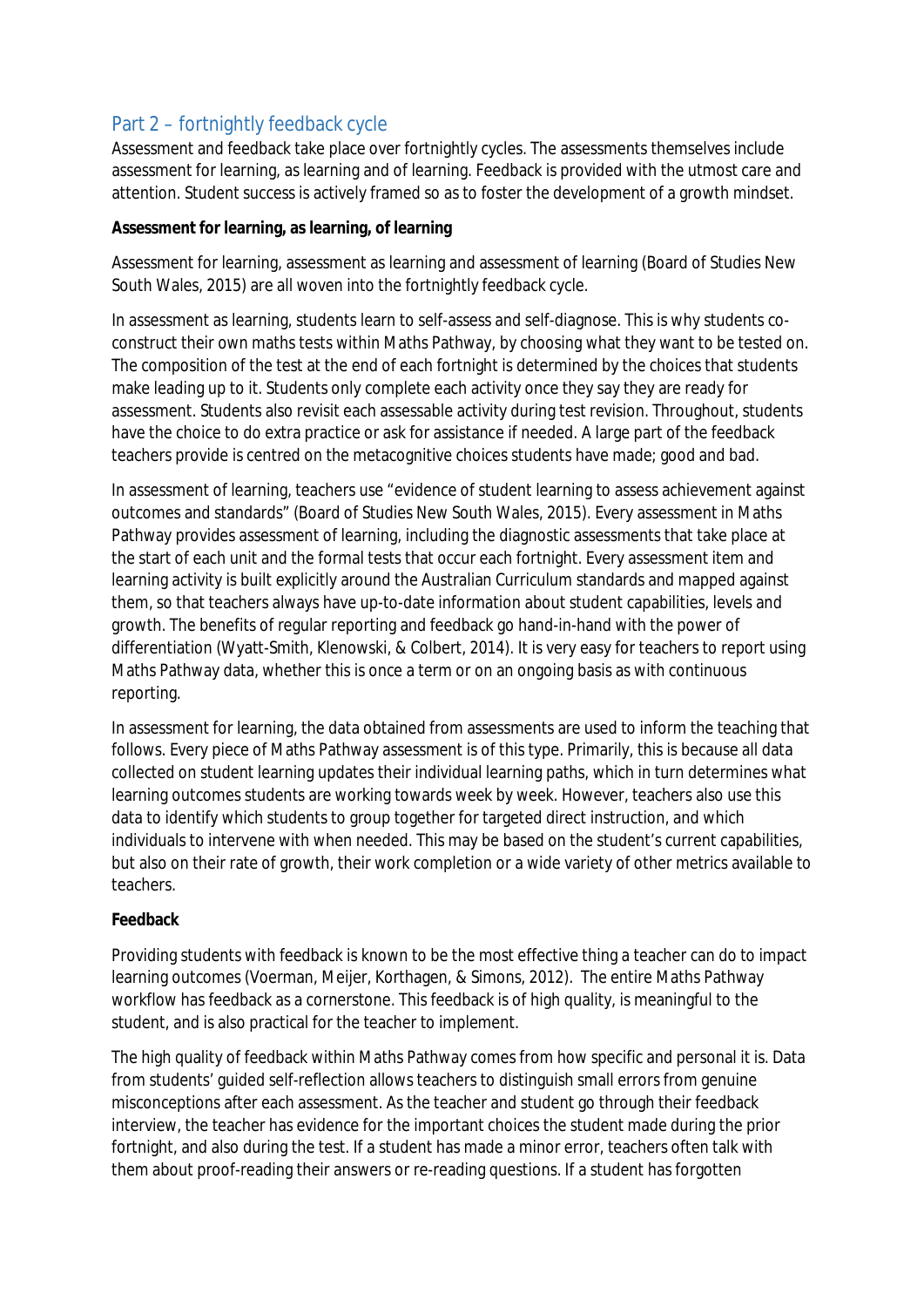## Part 2 – fortnightly feedback cycle

Assessment and feedback take place over fortnightly cycles. The assessments themselves include assessment for learning, as learning and of learning. Feedback is provided with the utmost care and attention. Student success is actively framed so as to foster the development of a growth mindset.

**Assessment for learning, as learning, of learning**

Assessment for learning, assessment as learning and assessment of learning (Board of Studies New South Wales, 2015) are all woven into the fortnightly feedback cycle.

In assessment as learning, students learn to self-assess and self-diagnose. This is why students co-construct their own maths tests within Maths Pathway, by choosing what they want to be tested on. The composition of the test at the end of each fortnight is determined by the choices that students make leading up to it. Students only complete each activity once they say they are ready for assessment. Students also revisit each assessable activity during test revision. Throughout, students have the choice to do extra practice or ask for assistance if needed. A large part of the feedback teachers provide is centred on the metacognitive choices students have made; good and bad.

In assessment of learning, teachers use "evidence of student learning to assess achievement against outcomes and standards" (Board of Studies New South Wales, 2015). Every assessment in Maths Pathway provides assessment of learning, including the diagnostic assessments that take place at the start of each unit and the formal tests that occur each fortnight. Every assessment item and learning activity is built explicitly around the Australian Curriculum standards and mapped against them, so that teachers always have up-to-date information about student capabilities, levels and growth. The benefits of regular reporting and feedback go hand-in-hand with the power of differentiation (Wyatt-Smith, Klenowski, & Colbert, 2014). It is very easy for teachers to report using Maths Pathway data, whether this is once a term or on an ongoing basis as with continuous reporting.

In assessment for learning, the data obtained from assessments are used to inform the teaching that follows. Every piece of Maths Pathway assessment is of this type. Primarily, this is because all data collected on student learning updates their individual learning paths, which in turn determines what learning outcomes students are working towards week by week. However, teachers also use this data to identify which students to group together for targeted direct instruction, and which individuals to intervene with when needed. This may be based on the student's current capabilities, but also on their rate of growth, their work completion or a wide variety of other metrics available to teachers.

**Feedback**

Providing students with feedback is known to be the most effective thing a teacher can do to impact learning outcomes (Voerman, Meijer, Korthagen, & Simons, 2012). The entire Maths Pathway workflow has feedback as a cornerstone. This feedback is of high quality, is meaningful to the student, and is also practical for the teacher to implement.

The high quality of feedback within Maths Pathway comes from how specific and personal it is. Data from students' guided self-reflection allows teachers to distinguish small errors from genuine misconceptions after each assessment. As the teacher and student go through their feedback interview, the teacher has evidence for the important choices the student made during the prior fortnight, and also during the test. If a student has made a minor error, teachers often talk with them about proof-reading their answers or re-reading questions. If a student has forgotten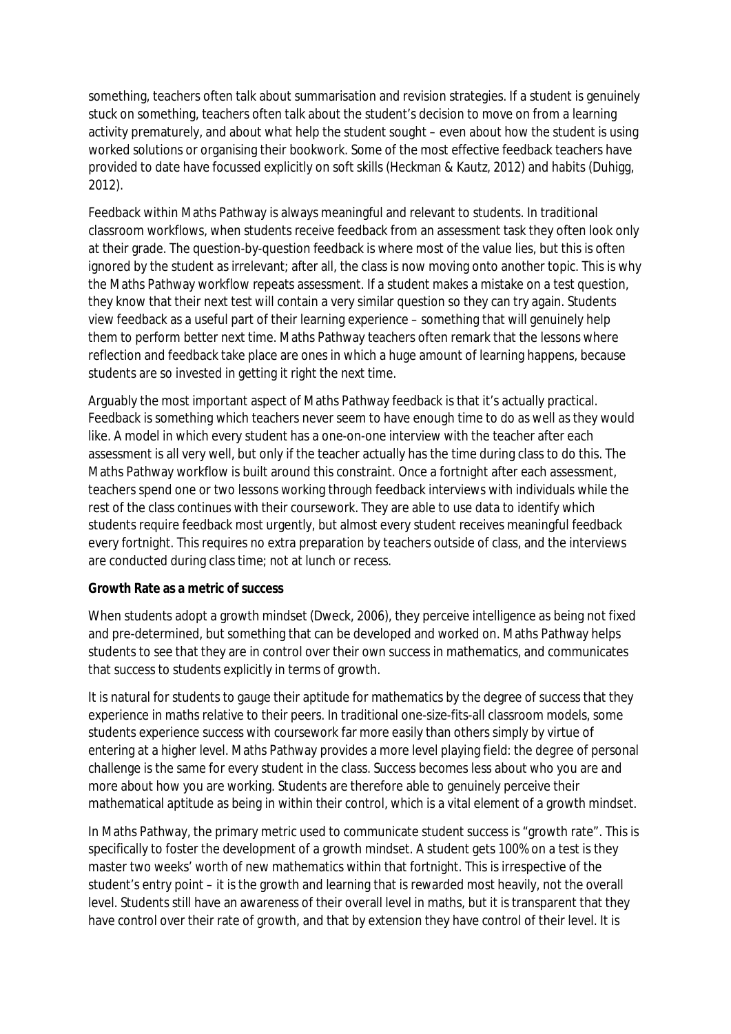something, teachers often talk about summarisation and revision strategies. If a student is genuinely stuck on something, teachers often talk about the student's decision to move on from a learning activity prematurely, and about what help the student sought – even about how the student is using worked solutions or organising their bookwork. Some of the most effective feedback teachers have provided to date have focussed explicitly on soft skills (Heckman & Kautz, 2012) and habits (Duhigg, 2012).

Feedback within Maths Pathway is always meaningful and relevant to students. In traditional classroom workflows, when students receive feedback from an assessment task they often look only at their grade. The question-by-question feedback is where most of the value lies, but this is often ignored by the student as irrelevant; after all, the class is now moving onto another topic. This is why the Maths Pathway workflow repeats assessment. If a student makes a mistake on a test question, they know that their next test will contain a very similar question so they can try again. Students view feedback as a useful part of their learning experience – something that will genuinely help them to perform better next time. Maths Pathway teachers often remark that the lessons where reflection and feedback take place are ones in which a huge amount of learning happens, because students are so invested in getting it right the next time.

Arguably the most important aspect of Maths Pathway feedback is that it's actually practical. Feedback is something which teachers never seem to have enough time to do as well as they would like. A model in which every student has a one-on-one interview with the teacher after each assessment is all very well, but only if the teacher actually has the time during class to do this. The Maths Pathway workflow is built around this constraint. Once a fortnight after each assessment, teachers spend one or two lessons working through feedback interviews with individuals while the rest of the class continues with their coursework. They are able to use data to identify which students require feedback most urgently, but almost every student receives meaningful feedback every fortnight. This requires no extra preparation by teachers outside of class, and the interviews are conducted during class time; not at lunch or recess.

**Growth Rate as a metric of success**

When students adopt a growth mindset (Dweck, 2006), they perceive intelligence as being not fixed and pre-determined, but something that can be developed and worked on. Maths Pathway helps students to see that they are in control over their own success in mathematics, and communicates that success to students explicitly in terms of growth.

It is natural for students to gauge their aptitude for mathematics by the degree of success that they experience in maths relative to their peers. In traditional one-size-fits-all classroom models, some students experience success with coursework far more easily than others simply by virtue of entering at a higher level. Maths Pathway provides a more level playing field: the degree of personal challenge is the same for every student in the class. Success becomes less about who you are and more about how you are working. Students are therefore able to genuinely perceive their mathematical aptitude as being in within their control, which is a vital element of a growth mindset.

In Maths Pathway, the primary metric used to communicate student success is "growth rate". This is specifically to foster the development of a growth mindset. A student gets 100% on a test is they master two weeks' worth of new mathematics within that fortnight. This is irrespective of the student's entry point – it is the growth and learning that is rewarded most heavily, not the overall level. Students still have an awareness of their overall level in maths, but it is transparent that they have control over their rate of growth, and that by extension they have control of their level. It is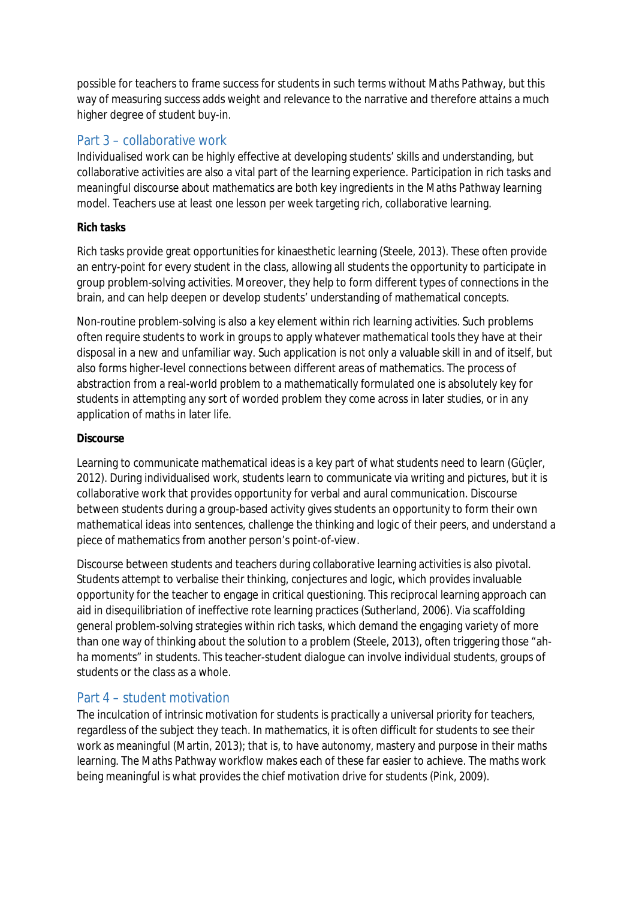possible for teachers to frame success for students in such terms without Maths Pathway, but this way of measuring success adds weight and relevance to the narrative and therefore attains a much higher degree of student buy-in.

## Part 3 – collaborative work

Individualised work can be highly effective at developing students' skills and understanding, but collaborative activities are also a vital part of the learning experience. Participation in rich tasks and meaningful discourse about mathematics are both key ingredients in the Maths Pathway learning model. Teachers use at least one lesson per week targeting rich, collaborative learning.

**Rich tasks**

Rich tasks provide great opportunities for kinaesthetic learning (Steele, 2013). These often provide an entry-point for every student in the class, allowing all students the opportunity to participate in group problem-solving activities. Moreover, they help to form different types of connections in the brain, and can help deepen or develop students' understanding of mathematical concepts.

Non-routine problem-solving is also a key element within rich learning activities. Such problems often require students to work in groups to apply whatever mathematical tools they have at their disposal in a new and unfamiliar way. Such application is not only a valuable skill in and of itself, but also forms higher-level connections between different areas of mathematics. The process of abstraction from a real-world problem to a mathematically formulated one is absolutely key for students in attempting any sort of worded problem they come across in later studies, or in any application of maths in later life.

**Discourse**

Learning to communicate mathematical ideas is a key part of what students need to learn (Güçler, 2012). During individualised work, students learn to communicate via writing and pictures, but it is collaborative work that provides opportunity for verbal and aural communication. Discourse between students during a group-based activity gives students an opportunity to form their own mathematical ideas into sentences, challenge the thinking and logic of their peers, and understand a piece of mathematics from another person's point-of-view.

Discourse between students and teachers during collaborative learning activities is also pivotal. Students attempt to verbalise their thinking, conjectures and logic, which provides invaluable opportunity for the teacher to engage in critical questioning. This reciprocal learning approach can aid in disequilibriation of ineffective rote learning practices (Sutherland, 2006). Via scaffolding general problem-solving strategies within rich tasks, which demand the engaging variety of more than one way of thinking about the solution to a problem (Steele, 2013), often triggering those "ah-ha moments" in students. This teacher-student dialogue can involve individual students, groups of students or the class as a whole.

## Part 4 – student motivation

The inculcation of intrinsic motivation for students is practically a universal priority for teachers, regardless of the subject they teach. In mathematics, it is often difficult for students to see their work as meaningful (Martin, 2013); that is, to have autonomy, mastery and purpose in their maths learning. The Maths Pathway workflow makes each of these far easier to achieve. The maths work being meaningful is what provides the chief motivation drive for students (Pink, 2009).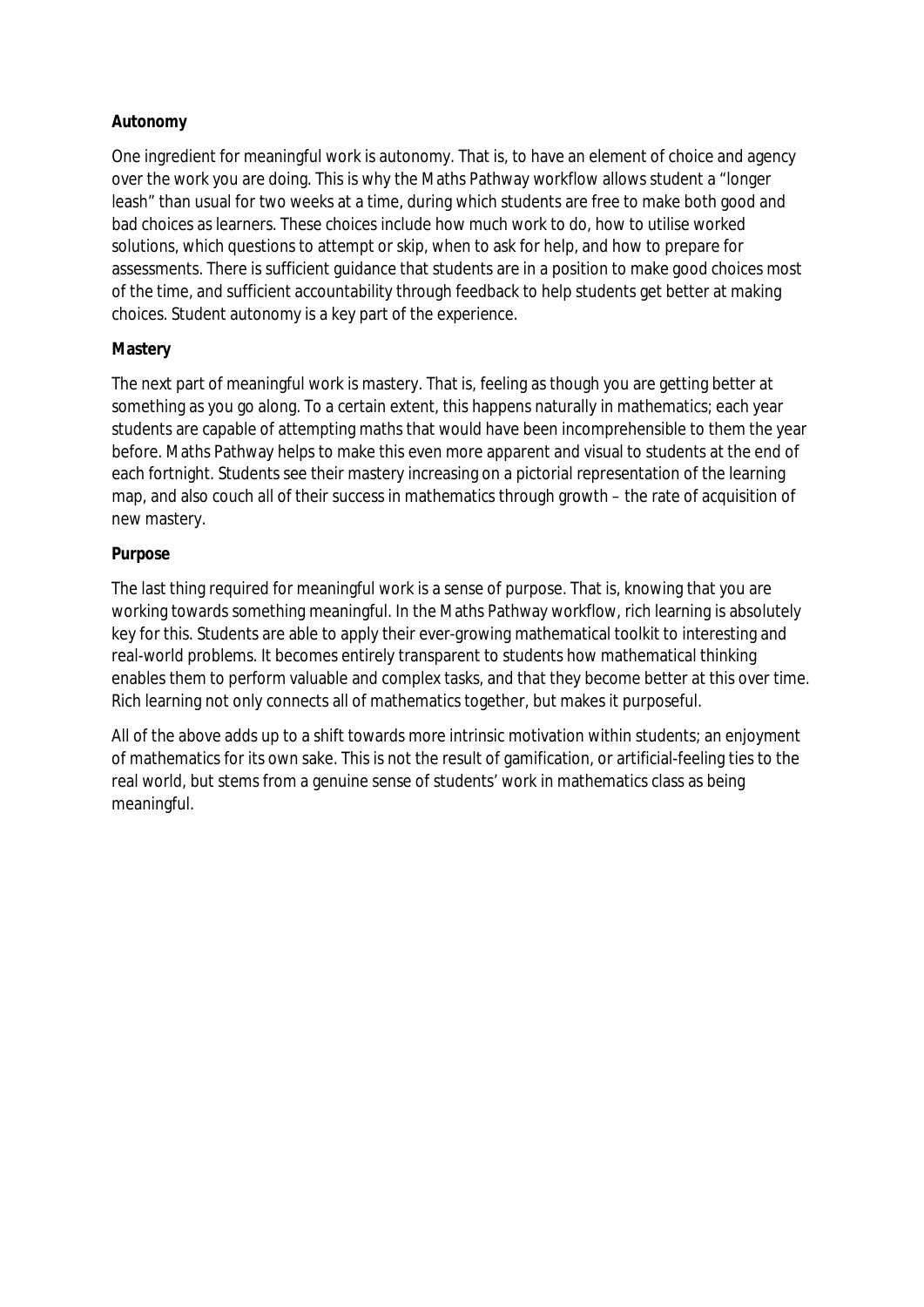**Autonomy**

One ingredient for meaningful work is autonomy. That is, to have an element of choice and agency over the work you are doing. This is why the Maths Pathway workflow allows student a "longer leash" than usual for two weeks at a time, during which students are free to make both good and bad choices as learners. These choices include how much work to do, how to utilise worked solutions, which questions to attempt or skip, when to ask for help, and how to prepare for assessments. There is sufficient guidance that students are in a position to make good choices most of the time, and sufficient accountability through feedback to help students get better at making choices. Student autonomy is a key part of the experience.

**Mastery**

The next part of meaningful work is mastery. That is, feeling as though you are getting better at something as you go along. To a certain extent, this happens naturally in mathematics; each year students are capable of attempting maths that would have been incomprehensible to them the year before. Maths Pathway helps to make this even more apparent and visual to students at the end of each fortnight. Students see their mastery increasing on a pictorial representation of the learning map, and also couch all of their success in mathematics through growth – the rate of acquisition of new mastery.

**Purpose**

The last thing required for meaningful work is a sense of purpose. That is, knowing that you are working towards something meaningful. In the Maths Pathway workflow, rich learning is absolutely key for this. Students are able to apply their ever-growing mathematical toolkit to interesting and real-world problems. It becomes entirely transparent to students how mathematical thinking enables them to perform valuable and complex tasks, and that they become better at this over time. Rich learning not only connects all of mathematics together, but makes it purposeful.

All of the above adds up to a shift towards more intrinsic motivation within students; an enjoyment of mathematics for its own sake. This is not the result of gamification, or artificial-feeling ties to the real world, but stems from a genuine sense of students' work in mathematics class as being meaningful.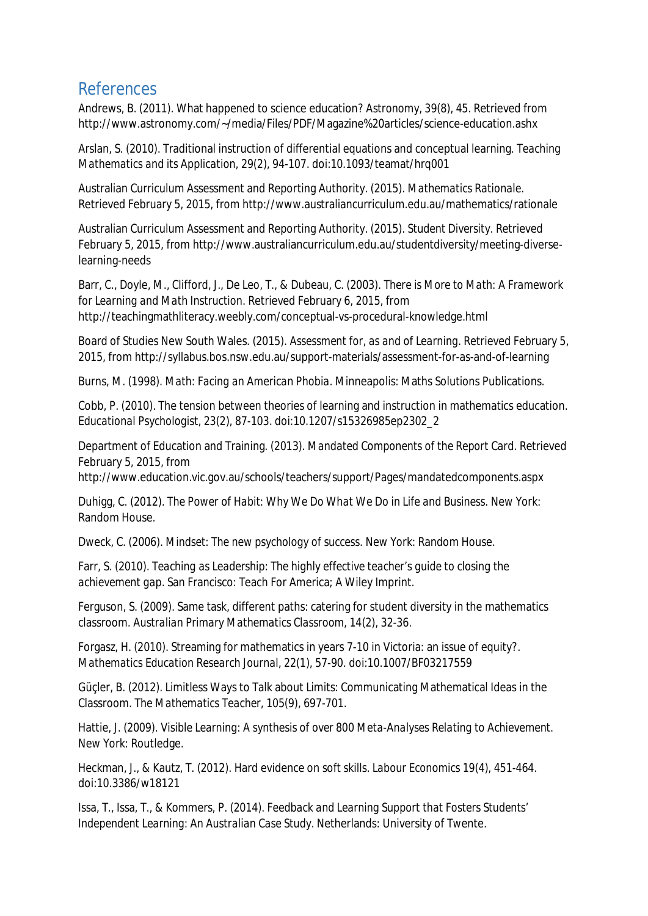## References

Andrews, B. (2011). What happened to science education? *Astronomy, 39*(8), 45. Retrieved from http://www.astronomy.com/~/media/Files/PDF/Magazine%20articles/science-education.ashx

Arslan, S. (2010). Traditional instruction of differential equations and conceptual learning. *Teaching Mathematics and its Application, 29*(2), 94-107. doi:10.1093/teamat/hrq001

Australian Curriculum Assessment and Reporting Authority. (2015). *Mathematics Rationale*. Retrieved February 5, 2015, from http://www.australiancurriculum.edu.au/mathematics/rationale

Australian Curriculum Assessment and Reporting Authority. (2015). *Student Diversity*. Retrieved February 5, 2015, from http://www.australiancurriculum.edu.au/studentdiversity/meeting-diverse-learning-needs

Barr, C., Doyle, M., Clifford, J., De Leo, T., & Dubeau, C. (2003). *There is More to Math: A Framework for Learning and Math Instruction*. Retrieved February 6, 2015, from http://teachingmathliteracy.weebly.com/conceptual-vs-procedural-knowledge.html

Board of Studies New South Wales. (2015). *Assessment for, as and of Learning*. Retrieved February 5, 2015, from http://syllabus.bos.nsw.edu.au/support-materials/assessment-for-as-and-of-learning

Burns, M. (1998). *Math: Facing an American Phobia*. Minneapolis: Maths Solutions Publications.

Cobb, P. (2010). The tension between theories of learning and instruction in mathematics education. *Educational Psychologist, 23*(2), 87-103. doi:10.1207/s15326985ep2302_2

Department of Education and Training. (2013). *Mandated Components of the Report Card*. Retrieved February 5, 2015, from http://www.education.vic.gov.au/schools/teachers/support/Pages/mandatedcomponents.aspx

Duhigg, C. (2012). *The Power of Habit: Why We Do What We Do in Life and Business*. New York: Random House.

Dweck, C. (2006). *Mindset: The new psychology of success*. New York: Random House.

Farr, S. (2010). *Teaching as Leadership: The highly effective teacher's guide to closing the achievement gap*. San Francisco: Teach For America; A Wiley Imprint.

Ferguson, S. (2009). Same task, different paths: catering for student diversity in the mathematics classroom. *Australian Primary Mathematics Classroom, 14*(2), 32-36.

Forgasz, H. (2010). Streaming for mathematics in years 7-10 in Victoria: an issue of equity?. *Mathematics Education Research Journal, 22*(1), 57-90. doi:10.1007/BF03217559

Güçler, B. (2012). Limitless Ways to Talk about Limits: Communicating Mathematical Ideas in the Classroom. *The Mathematics Teacher, 105*(9), 697-701.

Hattie, J. (2009). *Visible Learning: A synthesis of over 800 Meta-Analyses Relating to Achievement*. New York: Routledge.

Heckman, J., & Kautz, T. (2012). Hard evidence on soft skills. *Labour Economics 19*(4), 451-464. doi:10.3386/w18121

Issa, T., Issa, T., & Kommers, P. (2014). *Feedback and Learning Support that Fosters Students' Independent Learning: An Australian Case Study*. Netherlands: University of Twente.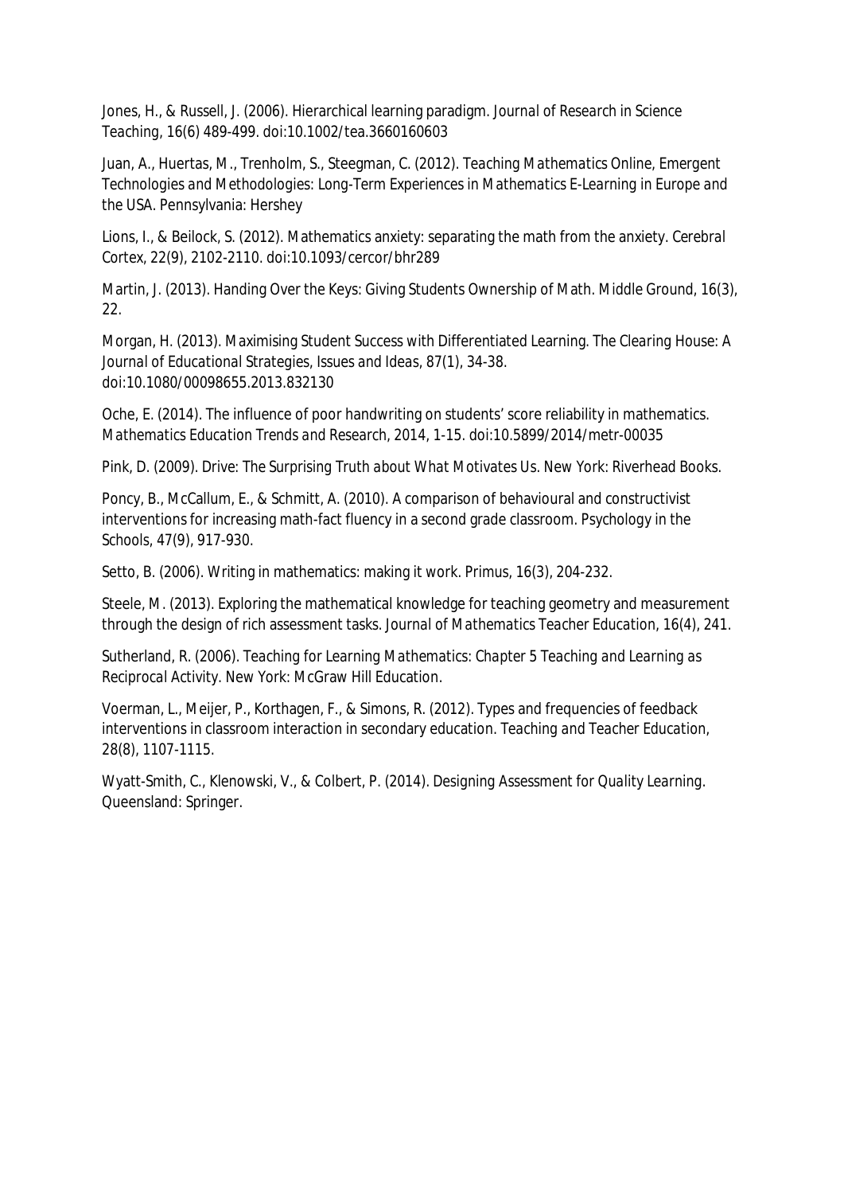Jones, H., & Russell, J. (2006). Hierarchical learning paradigm. *Journal of Research in Science Teaching*, 16(6) 489-499. doi:10.1002/tea.3660160603

Juan, A., Huertas, M., Trenholm, S., Steegman, C. (2012). *Teaching Mathematics Online, Emergent Technologies and Methodologies: Long-Term Experiences in Mathematics E-Learning in Europe and the USA*. Pennsylvania: Hershey

Lions, I., & Beilock, S. (2012). Mathematics anxiety: separating the math from the anxiety. *Cerebral Cortex*, 22(9), 2102-2110. doi:10.1093/cercor/bhr289

Martin, J. (2013). Handing Over the Keys: Giving Students Ownership of Math. Middle Ground, 16(3), 22.

Morgan, H. (2013). Maximising Student Success with Differentiated Learning. *The Clearing House: A Journal of Educational Strategies, Issues and Ideas*, 87(1), 34-38. doi:10.1080/00098655.2013.832130

Oche, E. (2014). The influence of poor handwriting on students' score reliability in mathematics. *Mathematics Education Trends and Research, 2014*, 1-15. doi:10.5899/2014/metr-00035

Pink, D. (2009). *Drive: The Surprising Truth about What Motivates Us*. New York: Riverhead Books.

Poncy, B., McCallum, E., & Schmitt, A. (2010). A comparison of behavioural and constructivist interventions for increasing math-fact fluency in a second grade classroom. Psychology in the Schools, 47(9), 917-930.

Setto, B. (2006). Writing in mathematics: making it work. Primus, 16(3), 204-232.

Steele, M. (2013). Exploring the mathematical knowledge for teaching geometry and measurement through the design of rich assessment tasks. *Journal of Mathematics Teacher Education*, 16(4), 241.

Sutherland, R. (2006). *Teaching for Learning Mathematics: Chapter 5 Teaching and Learning as Reciprocal Activity*. New York: McGraw Hill Education.

Voerman, L., Meijer, P., Korthagen, F., & Simons, R. (2012). Types and frequencies of feedback interventions in classroom interaction in secondary education. *Teaching and Teacher Education*, 28(8), 1107-1115.

Wyatt-Smith, C., Klenowski, V., & Colbert, P. (2014). *Designing Assessment for Quality Learning*. Queensland: Springer.